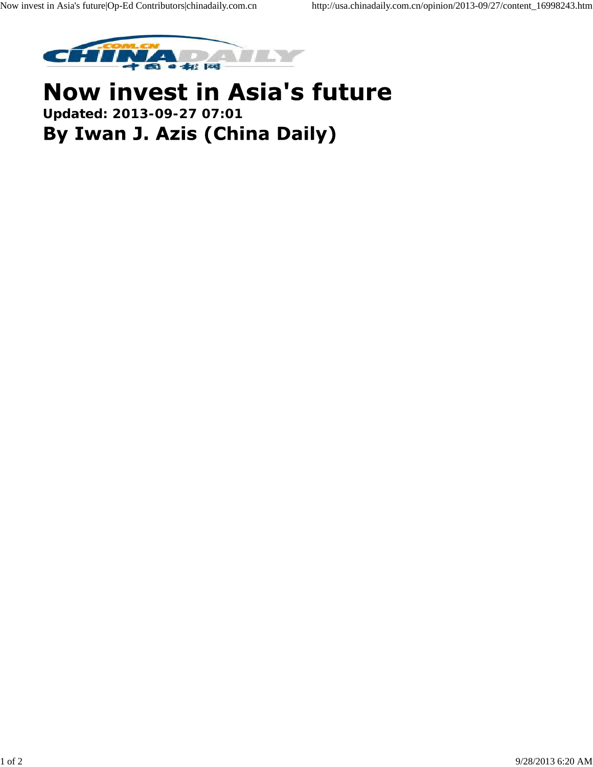# Now invest in Asia's future

**Updated: 2013-09-27 07:01**

**By Iwan J. Azis (China Daily)**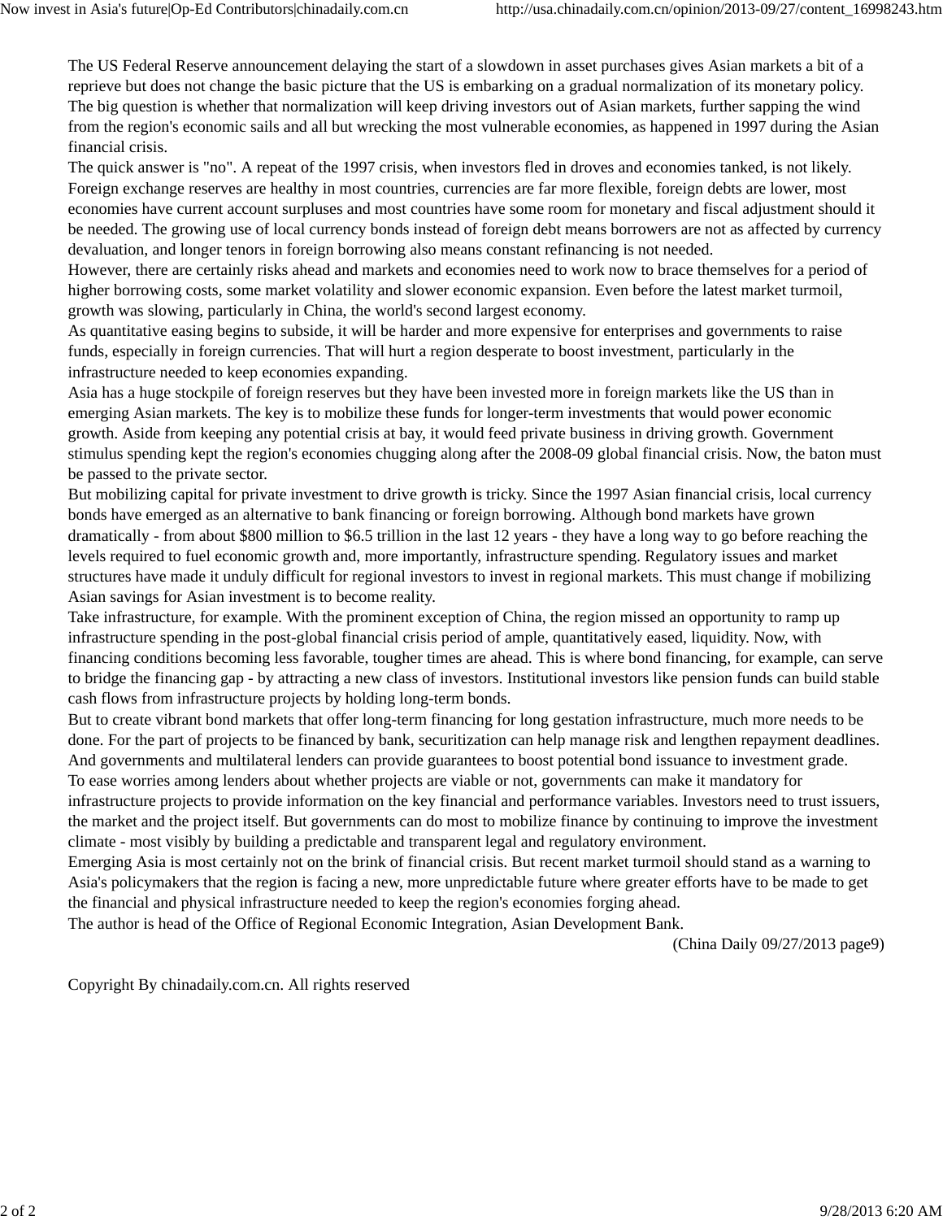The US Federal Reserve announcement delaying the start of a slowdown in asset purchases gives Asian markets a bit of a reprieve but does not change the basic picture that the US is embarking on a gradual normalization of its monetary policy. The big question is whether that normalization will keep driving investors out of Asian markets, further sapping the wind from the region's economic sails and all but wrecking the most vulnerable economies, as happened in 1997 during the Asian financial crisis.

The quick answer is "no". A repeat of the 1997 crisis, when investors fled in droves and economies tanked, is not likely. Foreign exchange reserves are healthy in most countries, currencies are far more flexible, foreign debts are lower, most economies have current account surpluses and most countries have some room for monetary and fiscal adjustment should it be needed. The growing use of local currency bonds instead of foreign debt means borrowers are not as affected by currency devaluation, and longer tenors in foreign borrowing also means constant refinancing is not needed.

However, there are certainly risks ahead and markets and economies need to work now to brace themselves for a period of higher borrowing costs, some market volatility and slower economic expansion. Even before the latest market turmoil, growth was slowing, particularly in China, the world's second largest economy.

As quantitative easing begins to subside, it will be harder and more expensive for enterprises and governments to raise funds, especially in foreign currencies. That will hurt a region desperate to boost investment, particularly in the infrastructure needed to keep economies expanding.

Asia has a huge stockpile of foreign reserves but they have been invested more in foreign markets like the US than in emerging Asian markets. The key is to mobilize these funds for longer-term investments that would power economic growth. Aside from keeping any potential crisis at bay, it would feed private business in driving growth. Government stimulus spending kept the region's economies chugging along after the 2008-09 global financial crisis. Now, the baton must be passed to the private sector.

But mobilizing capital for private investment to drive growth is tricky. Since the 1997 Asian financial crisis, local currency bonds have emerged as an alternative to bank financing or foreign borrowing. Although bond markets have grown dramatically - from about $800 million to $6.5 trillion in the last 12 years - they have a long way to go before reaching the levels required to fuel economic growth and, more importantly, infrastructure spending. Regulatory issues and market structures have made it unduly difficult for regional investors to invest in regional markets. This must change if mobilizing Asian savings for Asian investment is to become reality.

Take infrastructure, for example. With the prominent exception of China, the region missed an opportunity to ramp up infrastructure spending in the post-global financial crisis period of ample, quantitatively eased, liquidity. Now, with financing conditions becoming less favorable, tougher times are ahead. This is where bond financing, for example, can serve to bridge the financing gap - by attracting a new class of investors. Institutional investors like pension funds can build stable cash flows from infrastructure projects by holding long-term bonds.

But to create vibrant bond markets that offer long-term financing for long gestation infrastructure, much more needs to be done. For the part of projects to be financed by bank, securitization can help manage risk and lengthen repayment deadlines. And governments and multilateral lenders can provide guarantees to boost potential bond issuance to investment grade.

To ease worries among lenders about whether projects are viable or not, governments can make it mandatory for infrastructure projects to provide information on the key financial and performance variables. Investors need to trust issuers, the market and the project itself. But governments can do most to mobilize finance by continuing to improve the investment climate - most visibly by building a predictable and transparent legal and regulatory environment.

Emerging Asia is most certainly not on the brink of financial crisis. But recent market turmoil should stand as a warning to Asia's policymakers that the region is facing a new, more unpredictable future where greater efforts have to be made to get the financial and physical infrastructure needed to keep the region's economies forging ahead.

The author is head of the Office of Regional Economic Integration, Asian Development Bank.

(China Daily 09/27/2013 page9)

Copyright By chinadaily.com.cn. All rights reserved